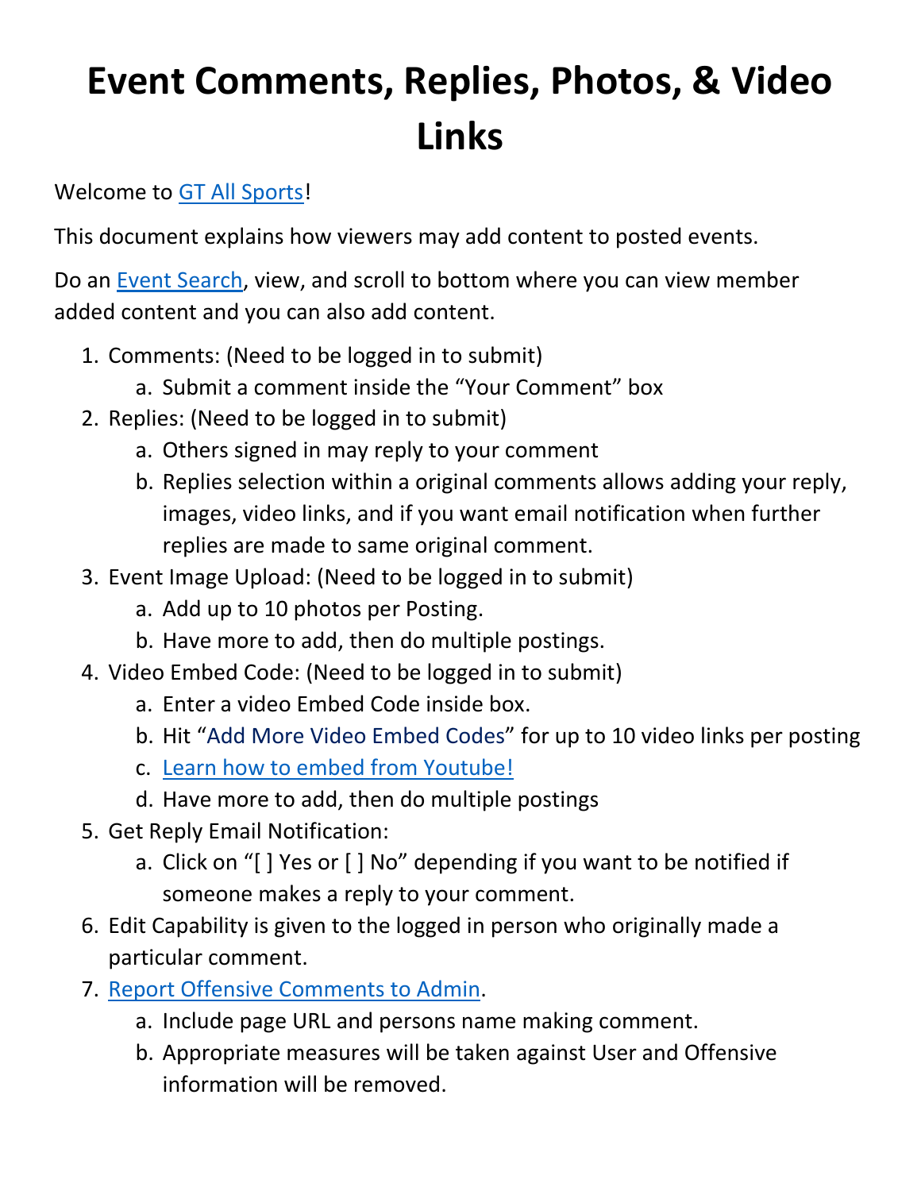# Event Comments, Replies, Photos, & Video Links

Welcome to GT All Sports!

This document explains how viewers may add content to posted events.

Do an Event Search, view, and scroll to bottom where you can view member added content and you can also add content.

1. Comments: (Need to be logged in to submit)
    a. Submit a comment inside the "Your Comment" box
2. Replies: (Need to be logged in to submit)
    a. Others signed in may reply to your comment
    b. Replies selection within a original comments allows adding your reply, images, video links, and if you want email notification when further replies are made to same original comment.
3. Event Image Upload: (Need to be logged in to submit)
    a. Add up to 10 photos per Posting.
    b. Have more to add, then do multiple postings.
4. Video Embed Code: (Need to be logged in to submit)
    a. Enter a video Embed Code inside box.
    b. Hit "Add More Video Embed Codes" for up to 10 video links per posting
    c. Learn how to embed from Youtube!
    d. Have more to add, then do multiple postings
5. Get Reply Email Notification:
    a. Click on "[ ] Yes or [ ] No" depending if you want to be notified if someone makes a reply to your comment.
6. Edit Capability is given to the logged in person who originally made a particular comment.
7. Report Offensive Comments to Admin.
    a. Include page URL and persons name making comment.
    b. Appropriate measures will be taken against User and Offensive information will be removed.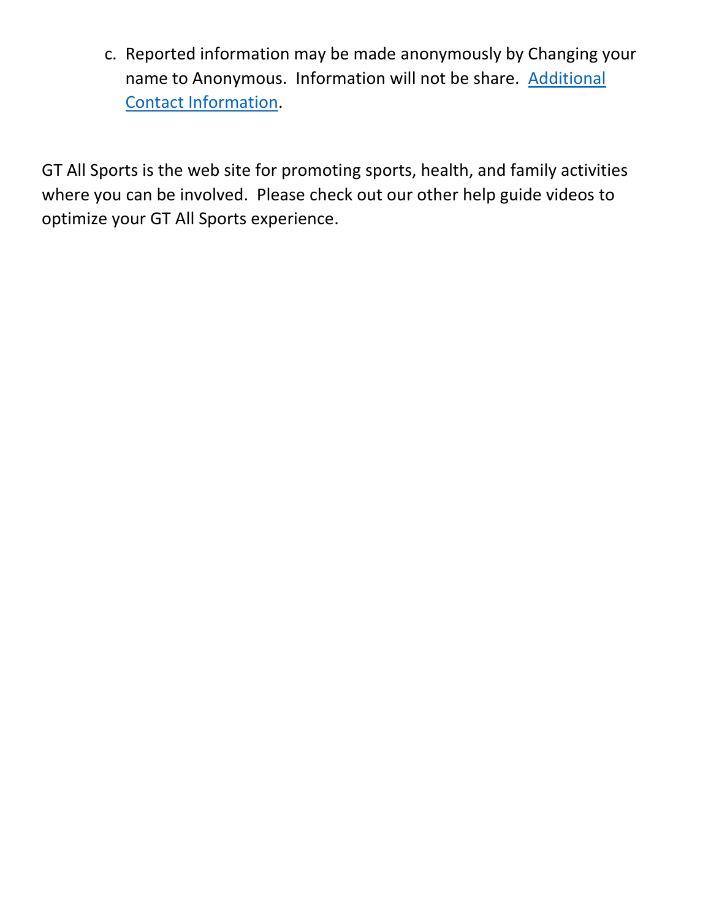c. Reported information may be made anonymously by Changing your name to Anonymous. Information will not be share. Additional Contact Information.

GT All Sports is the web site for promoting sports, health, and family activities where you can be involved. Please check out our other help guide videos to optimize your GT All Sports experience.